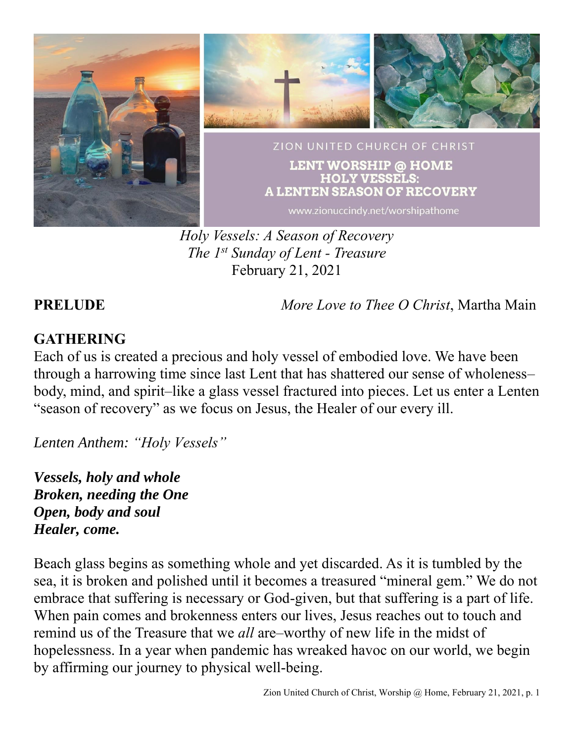ZION UNITED CHURCH OF CHRIST

LENT WORSHIP @ HOME
HOLY VESSELS:
A LENTEN SEASON OF RECOVERY

www.zionuccindy.net/worshipathome

*Holy Vessels: A Season of Recovery*
*The 1st Sunday of Lent - Treasure*
February 21, 2021

**PRELUDE** *More Love to Thee O Christ*, Martha Main

## GATHERING

Each of us is created a precious and holy vessel of embodied love. We have been through a harrowing time since last Lent that has shattered our sense of wholeness–body, mind, and spirit–like a glass vessel fractured into pieces. Let us enter a Lenten "season of recovery" as we focus on Jesus, the Healer of our every ill.

*Lenten Anthem: "Holy Vessels"*

***Vessels, holy and whole***
***Broken, needing the One***
***Open, body and soul***
***Healer, come.***

Beach glass begins as something whole and yet discarded. As it is tumbled by the sea, it is broken and polished until it becomes a treasured "mineral gem." We do not embrace that suffering is necessary or God-given, but that suffering is a part of life. When pain comes and brokenness enters our lives, Jesus reaches out to touch and remind us of the Treasure that we *all* are–worthy of new life in the midst of hopelessness. In a year when pandemic has wreaked havoc on our world, we begin by affirming our journey to physical well-being.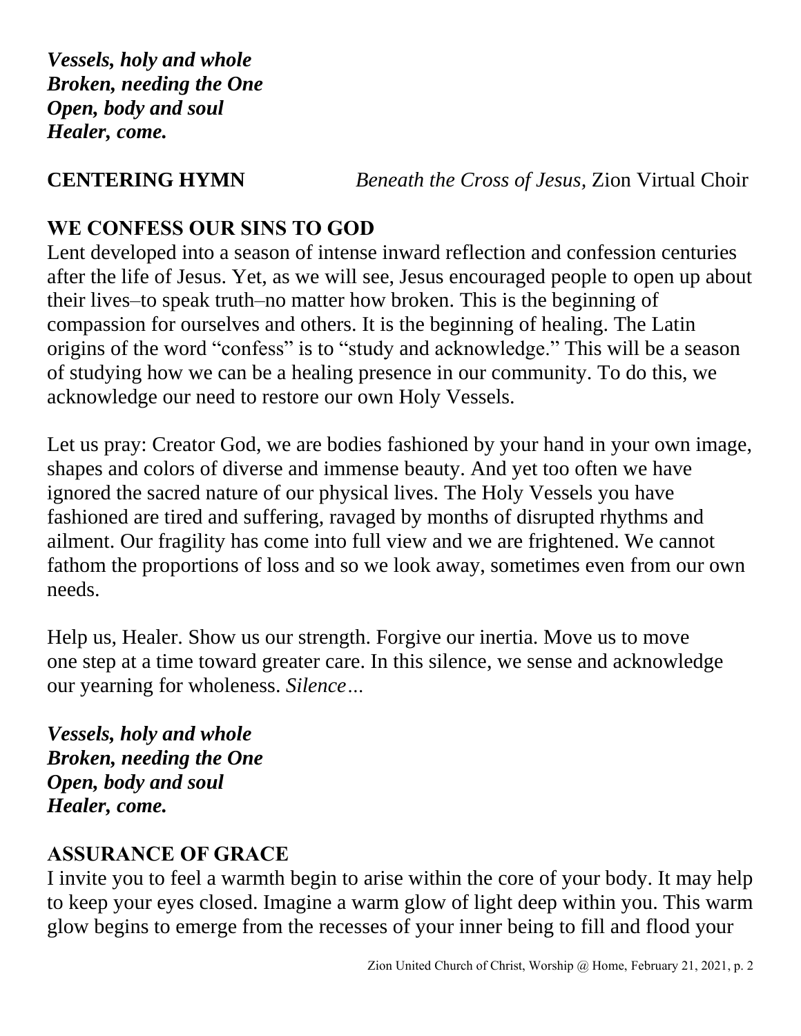***Vessels, holy and whole***
***Broken, needing the One***
***Open, body and soul***
***Healer, come.***

**CENTERING HYMN** *Beneath the Cross of Jesus,* Zion Virtual Choir

## WE CONFESS OUR SINS TO GOD

Lent developed into a season of intense inward reflection and confession centuries after the life of Jesus. Yet, as we will see, Jesus encouraged people to open up about their lives–to speak truth–no matter how broken. This is the beginning of compassion for ourselves and others. It is the beginning of healing. The Latin origins of the word "confess" is to "study and acknowledge." This will be a season of studying how we can be a healing presence in our community. To do this, we acknowledge our need to restore our own Holy Vessels.

Let us pray: Creator God, we are bodies fashioned by your hand in your own image, shapes and colors of diverse and immense beauty. And yet too often we have ignored the sacred nature of our physical lives. The Holy Vessels you have fashioned are tired and suffering, ravaged by months of disrupted rhythms and ailment. Our fragility has come into full view and we are frightened. We cannot fathom the proportions of loss and so we look away, sometimes even from our own needs.

Help us, Healer. Show us our strength. Forgive our inertia. Move us to move one step at a time toward greater care. In this silence, we sense and acknowledge our yearning for wholeness. *Silence…*

***Vessels, holy and whole***
***Broken, needing the One***
***Open, body and soul***
***Healer, come.***

## ASSURANCE OF GRACE

I invite you to feel a warmth begin to arise within the core of your body. It may help to keep your eyes closed. Imagine a warm glow of light deep within you. This warm glow begins to emerge from the recesses of your inner being to fill and flood your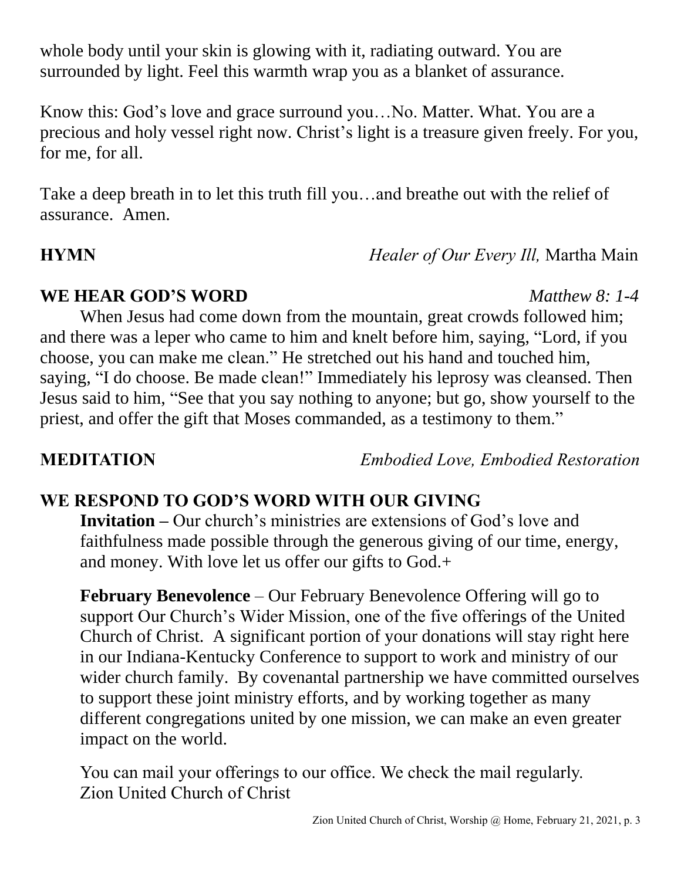whole body until your skin is glowing with it, radiating outward. You are surrounded by light. Feel this warmth wrap you as a blanket of assurance.

Know this: God's love and grace surround you…No. Matter. What. You are a precious and holy vessel right now. Christ's light is a treasure given freely. For you, for me, for all.

Take a deep breath in to let this truth fill you…and breathe out with the relief of assurance. Amen.

**HYMN** *Healer of Our Every Ill,* Martha Main

**WE HEAR GOD'S WORD** *Matthew 8: 1-4*

When Jesus had come down from the mountain, great crowds followed him; and there was a leper who came to him and knelt before him, saying, "Lord, if you choose, you can make me clean." He stretched out his hand and touched him, saying, "I do choose. Be made clean!" Immediately his leprosy was cleansed. Then Jesus said to him, "See that you say nothing to anyone; but go, show yourself to the priest, and offer the gift that Moses commanded, as a testimony to them."

**MEDITATION** *Embodied Love, Embodied Restoration*

**WE RESPOND TO GOD'S WORD WITH OUR GIVING**

**Invitation –** Our church's ministries are extensions of God's love and faithfulness made possible through the generous giving of our time, energy, and money. With love let us offer our gifts to God.+

**February Benevolence** – Our February Benevolence Offering will go to support Our Church's Wider Mission, one of the five offerings of the United Church of Christ. A significant portion of your donations will stay right here in our Indiana-Kentucky Conference to support to work and ministry of our wider church family. By covenantal partnership we have committed ourselves to support these joint ministry efforts, and by working together as many different congregations united by one mission, we can make an even greater impact on the world.

You can mail your offerings to our office. We check the mail regularly.
Zion United Church of Christ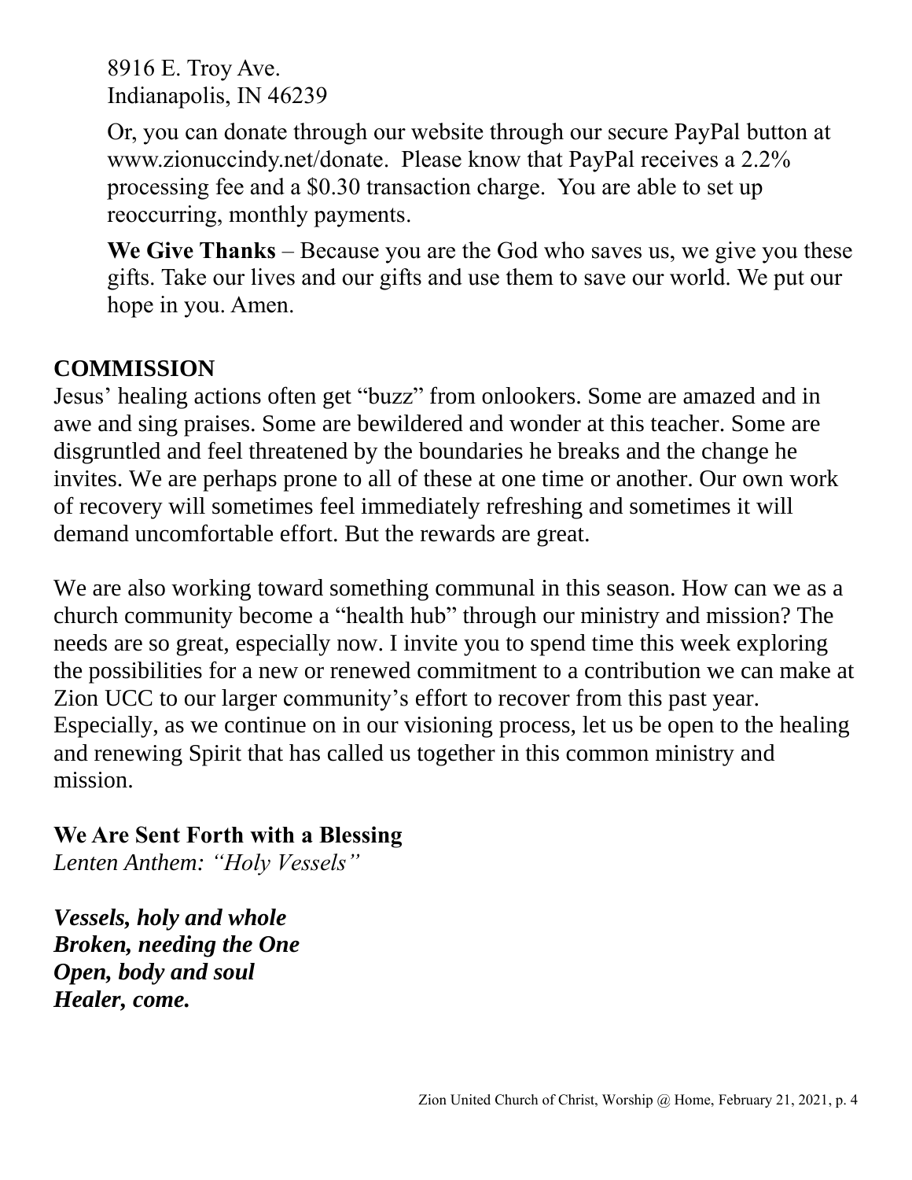8916 E. Troy Ave.
Indianapolis, IN 46239

Or, you can donate through our website through our secure PayPal button at www.zionuccindy.net/donate. Please know that PayPal receives a 2.2% processing fee and a $0.30 transaction charge. You are able to set up reoccurring, monthly payments.

**We Give Thanks** – Because you are the God who saves us, we give you these gifts. Take our lives and our gifts and use them to save our world. We put our hope in you. Amen.

## COMMISSION

Jesus' healing actions often get "buzz" from onlookers. Some are amazed and in awe and sing praises. Some are bewildered and wonder at this teacher. Some are disgruntled and feel threatened by the boundaries he breaks and the change he invites. We are perhaps prone to all of these at one time or another. Our own work of recovery will sometimes feel immediately refreshing and sometimes it will demand uncomfortable effort. But the rewards are great.

We are also working toward something communal in this season. How can we as a church community become a "health hub" through our ministry and mission? The needs are so great, especially now. I invite you to spend time this week exploring the possibilities for a new or renewed commitment to a contribution we can make at Zion UCC to our larger community's effort to recover from this past year. Especially, as we continue on in our visioning process, let us be open to the healing and renewing Spirit that has called us together in this common ministry and mission.

**We Are Sent Forth with a Blessing**
*Lenten Anthem: "Holy Vessels"*

***Vessels, holy and whole***
***Broken, needing the One***
***Open, body and soul***
***Healer, come.***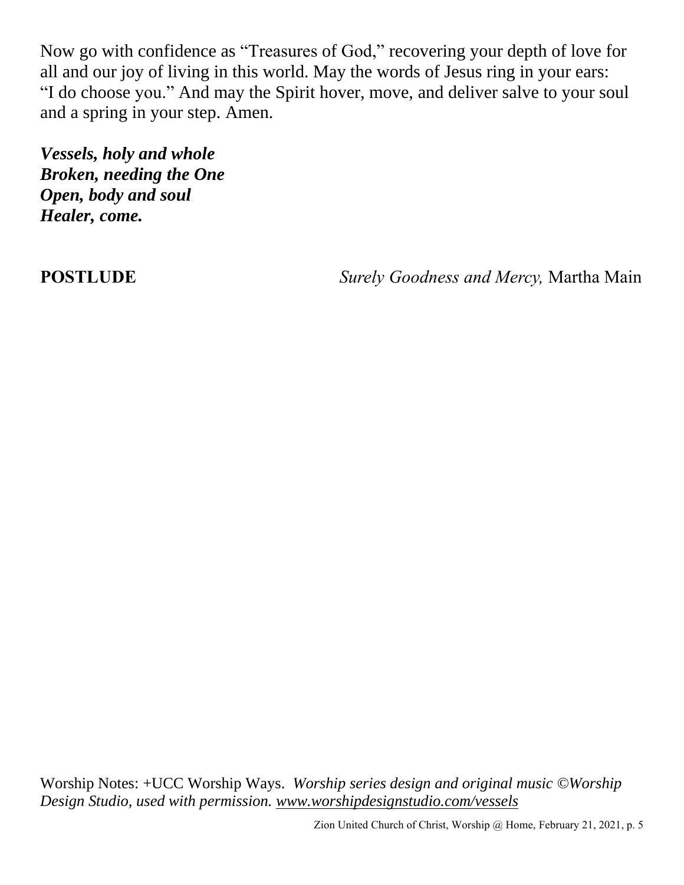Now go with confidence as "Treasures of God," recovering your depth of love for all and our joy of living in this world. May the words of Jesus ring in your ears: "I do choose you." And may the Spirit hover, move, and deliver salve to your soul and a spring in your step. Amen.

***Vessels, holy and whole***
***Broken, needing the One***
***Open, body and soul***
***Healer, come.***

**POSTLUDE** *Surely Goodness and Mercy,* Martha Main

Worship Notes: +UCC Worship Ways. *Worship series design and original music ©Worship Design Studio, used with permission. www.worshipdesignstudio.com/vessels*